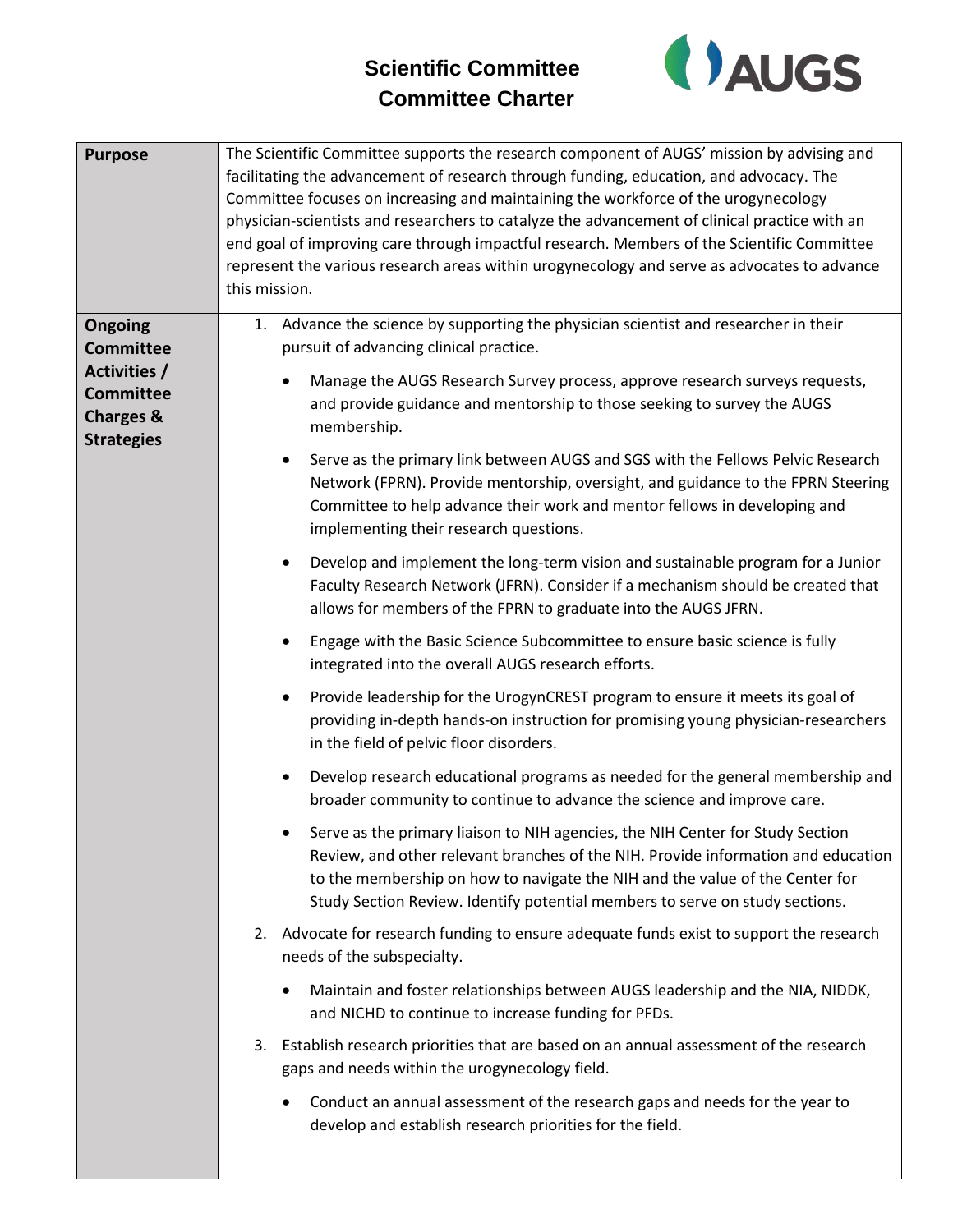# Scientific Committee
# Committee Charter

AUGS

| **Purpose** | The Scientific Committee supports the research component of AUGS' mission by advising and facilitating the advancement of research through funding, education, and advocacy. The Committee focuses on increasing and maintaining the workforce of the urogynecology physician-scientists and researchers to catalyze the advancement of clinical practice with an end goal of improving care through impactful research. Members of the Scientific Committee represent the various research areas within urogynecology and serve as advocates to advance this mission. |
| --- | --- |
| **Ongoing Committee Activities / Committee Charges & Strategies** | 1. Advance the science by supporting the physician scientist and researcher in their pursuit of advancing clinical practice.<br>• Manage the AUGS Research Survey process, approve research surveys requests, and provide guidance and mentorship to those seeking to survey the AUGS membership.<br>• Serve as the primary link between AUGS and SGS with the Fellows Pelvic Research Network (FPRN). Provide mentorship, oversight, and guidance to the FPRN Steering Committee to help advance their work and mentor fellows in developing and implementing their research questions.<br>• Develop and implement the long-term vision and sustainable program for a Junior Faculty Research Network (JFRN). Consider if a mechanism should be created that allows for members of the FPRN to graduate into the AUGS JFRN.<br>• Engage with the Basic Science Subcommittee to ensure basic science is fully integrated into the overall AUGS research efforts.<br>• Provide leadership for the UrogynCREST program to ensure it meets its goal of providing in-depth hands-on instruction for promising young physician-researchers in the field of pelvic floor disorders.<br>• Develop research educational programs as needed for the general membership and broader community to continue to advance the science and improve care.<br>• Serve as the primary liaison to NIH agencies, the NIH Center for Study Section Review, and other relevant branches of the NIH. Provide information and education to the membership on how to navigate the NIH and the value of the Center for Study Section Review. Identify potential members to serve on study sections.<br>2. Advocate for research funding to ensure adequate funds exist to support the research needs of the subspecialty.<br>• Maintain and foster relationships between AUGS leadership and the NIA, NIDDK, and NICHD to continue to increase funding for PFDs.<br>3. Establish research priorities that are based on an annual assessment of the research gaps and needs within the urogynecology field.<br>• Conduct an annual assessment of the research gaps and needs for the year to develop and establish research priorities for the field. |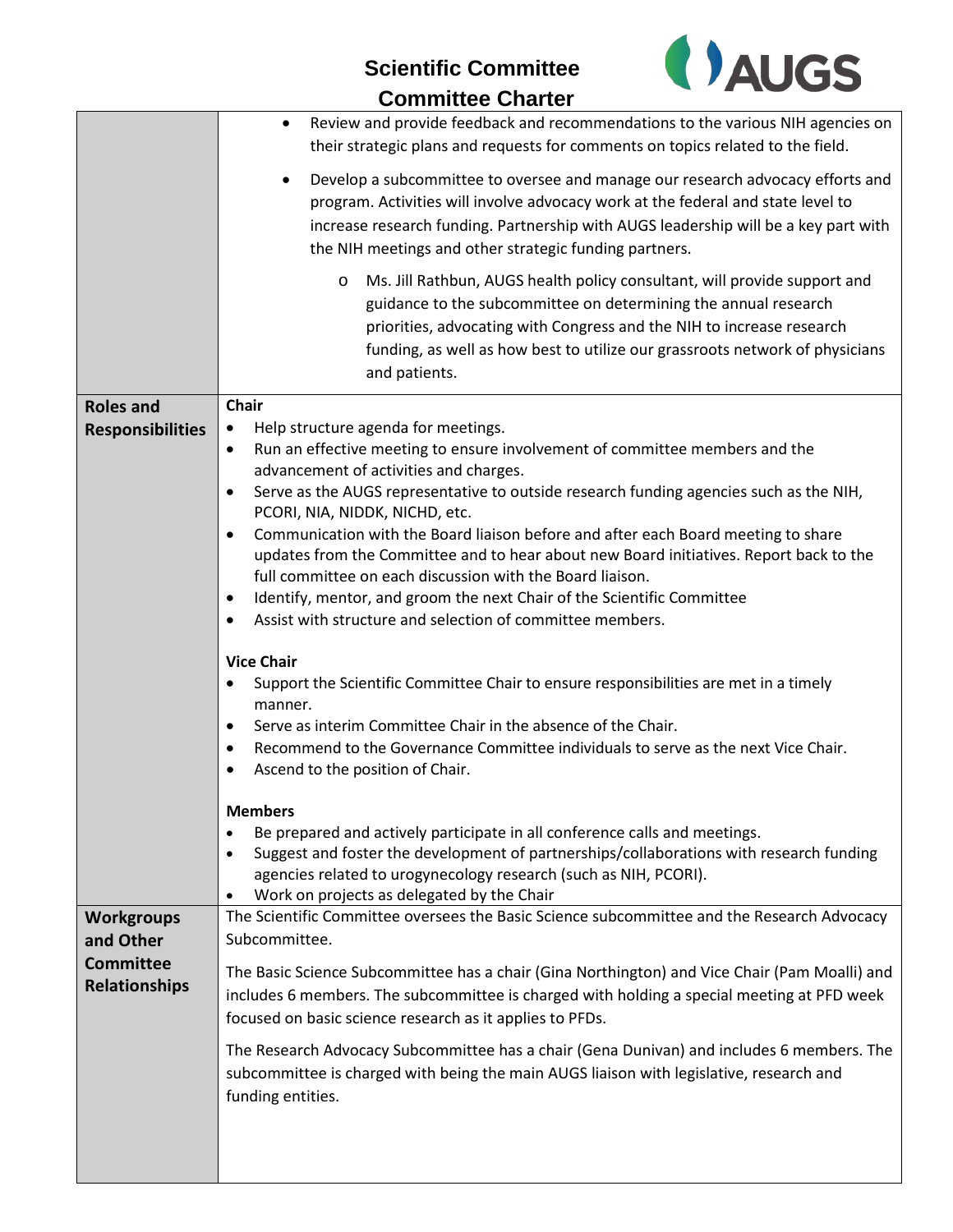| | |
|---|---|
| | • Review and provide feedback and recommendations to the various NIH agencies on their strategic plans and requests for comments on topics related to the field.<br>• Develop a subcommittee to oversee and manage our research advocacy efforts and program. Activities will involve advocacy work at the federal and state level to increase research funding. Partnership with AUGS leadership will be a key part with the NIH meetings and other strategic funding partners.<br>&nbsp;&nbsp;&nbsp;&nbsp;o Ms. Jill Rathbun, AUGS health policy consultant, will provide support and guidance to the subcommittee on determining the annual research priorities, advocating with Congress and the NIH to increase research funding, as well as how best to utilize our grassroots network of physicians and patients. |
| **Roles and Responsibilities** | **Chair**<br>• Help structure agenda for meetings.<br>• Run an effective meeting to ensure involvement of committee members and the advancement of activities and charges.<br>• Serve as the AUGS representative to outside research funding agencies such as the NIH, PCORI, NIA, NIDDK, NICHD, etc.<br>• Communication with the Board liaison before and after each Board meeting to share updates from the Committee and to hear about new Board initiatives. Report back to the full committee on each discussion with the Board liaison.<br>• Identify, mentor, and groom the next Chair of the Scientific Committee<br>• Assist with structure and selection of committee members.<br><br>**Vice Chair**<br>• Support the Scientific Committee Chair to ensure responsibilities are met in a timely manner.<br>• Serve as interim Committee Chair in the absence of the Chair.<br>• Recommend to the Governance Committee individuals to serve as the next Vice Chair.<br>• Ascend to the position of Chair.<br><br>**Members**<br>• Be prepared and actively participate in all conference calls and meetings.<br>• Suggest and foster the development of partnerships/collaborations with research funding agencies related to urogynecology research (such as NIH, PCORI).<br>• Work on projects as delegated by the Chair |
| **Workgroups and Other Committee Relationships** | The Scientific Committee oversees the Basic Science subcommittee and the Research Advocacy Subcommittee.<br><br>The Basic Science Subcommittee has a chair (Gina Northington) and Vice Chair (Pam Moalli) and includes 6 members. The subcommittee is charged with holding a special meeting at PFD week focused on basic science research as it applies to PFDs.<br><br>The Research Advocacy Subcommittee has a chair (Gena Dunivan) and includes 6 members. The subcommittee is charged with being the main AUGS liaison with legislative, research and funding entities. |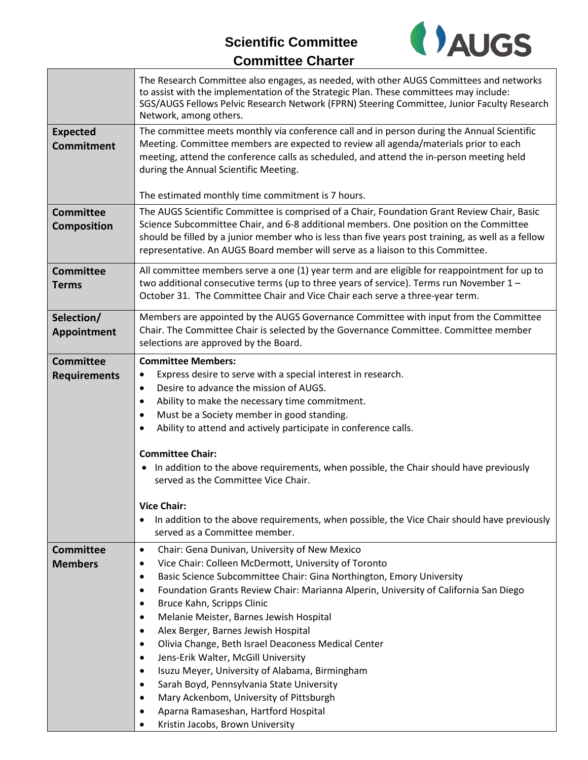# Scientific Committee
## Committee Charter

| | |
|---|---|
| | The Research Committee also engages, as needed, with other AUGS Committees and networks to assist with the implementation of the Strategic Plan. These committees may include: SGS/AUGS Fellows Pelvic Research Network (FPRN) Steering Committee, Junior Faculty Research Network, among others. |
| **Expected Commitment** | The committee meets monthly via conference call and in person during the Annual Scientific Meeting. Committee members are expected to review all agenda/materials prior to each meeting, attend the conference calls as scheduled, and attend the in-person meeting held during the Annual Scientific Meeting.<br><br>The estimated monthly time commitment is 7 hours. |
| **Committee Composition** | The AUGS Scientific Committee is comprised of a Chair, Foundation Grant Review Chair, Basic Science Subcommittee Chair, and 6-8 additional members. One position on the Committee should be filled by a junior member who is less than five years post training, as well as a fellow representative. An AUGS Board member will serve as a liaison to this Committee. |
| **Committee Terms** | All committee members serve a one (1) year term and are eligible for reappointment for up to two additional consecutive terms (up to three years of service). Terms run November 1 – October 31. The Committee Chair and Vice Chair each serve a three-year term. |
| **Selection/ Appointment** | Members are appointed by the AUGS Governance Committee with input from the Committee Chair. The Committee Chair is selected by the Governance Committee. Committee member selections are approved by the Board. |
| **Committee Requirements** | **Committee Members:**<br>• Express desire to serve with a special interest in research.<br>• Desire to advance the mission of AUGS.<br>• Ability to make the necessary time commitment.<br>• Must be a Society member in good standing.<br>• Ability to attend and actively participate in conference calls.<br><br>**Committee Chair:**<br>• In addition to the above requirements, when possible, the Chair should have previously served as the Committee Vice Chair.<br><br>**Vice Chair:**<br>• In addition to the above requirements, when possible, the Vice Chair should have previously served as a Committee member. |
| **Committee Members** | • Chair: Gena Dunivan, University of New Mexico<br>• Vice Chair: Colleen McDermott, University of Toronto<br>• Basic Science Subcommittee Chair: Gina Northington, Emory University<br>• Foundation Grants Review Chair: Marianna Alperin, University of California San Diego<br>• Bruce Kahn, Scripps Clinic<br>• Melanie Meister, Barnes Jewish Hospital<br>• Alex Berger, Barnes Jewish Hospital<br>• Olivia Change, Beth Israel Deaconess Medical Center<br>• Jens-Erik Walter, McGill University<br>• Isuzu Meyer, University of Alabama, Birmingham<br>• Sarah Boyd, Pennsylvania State University<br>• Mary Ackenbom, University of Pittsburgh<br>• Aparna Ramaseshan, Hartford Hospital<br>• Kristin Jacobs, Brown University |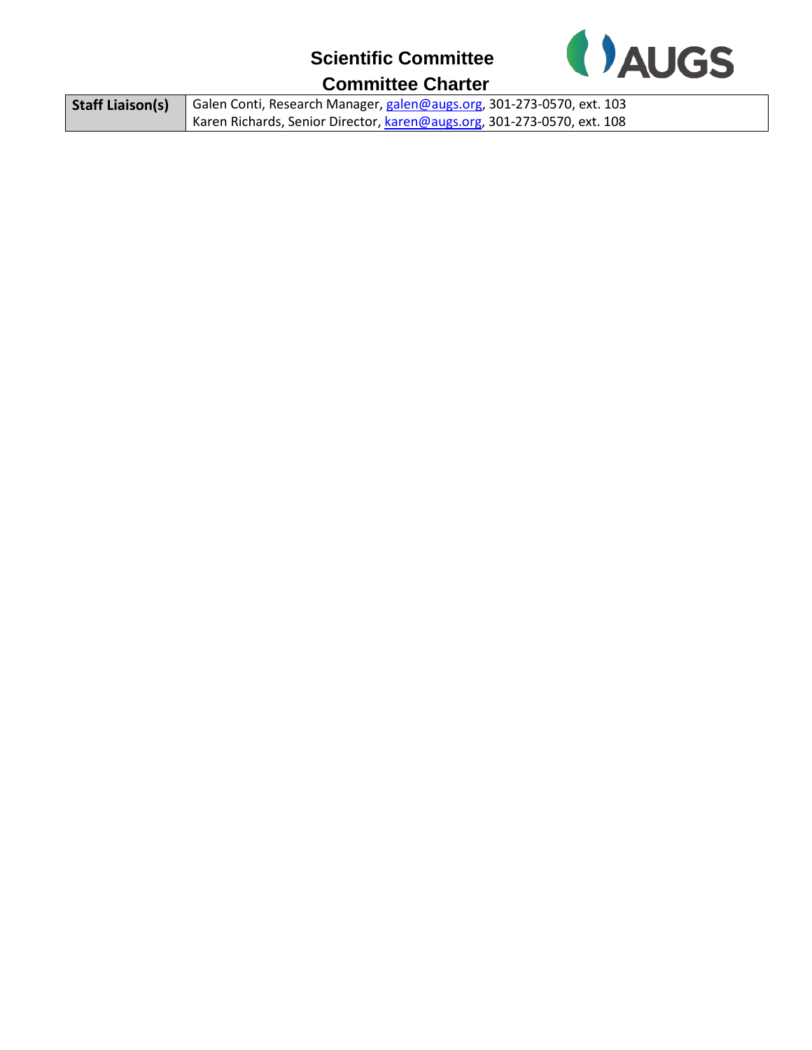| | |
|---|---|
| **Staff Liaison(s)** | Galen Conti, Research Manager, galen@augs.org, 301-273-0570, ext. 103 |
| | Karen Richards, Senior Director, karen@augs.org, 301-273-0570, ext. 108 |